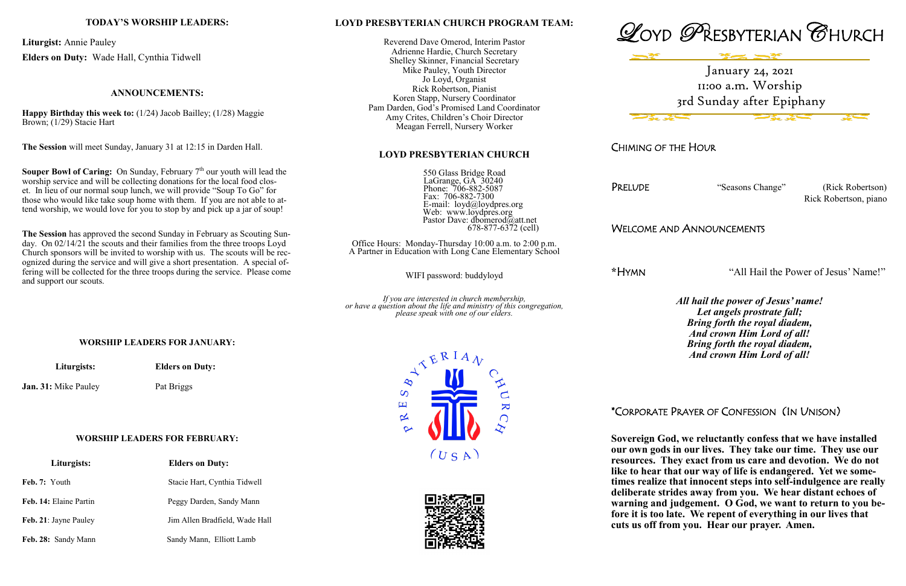## TODAY'S WORSHIP LEADERS:

**Liturgist:** Annie Pauley

**Elders on Duty:** Wade Hall, Cynthia Tidwell

## ANNOUNCEMENTS:

**Happy Birthday this week to:** (1/24) Jacob Bailley; (1/28) Maggie Brown; (1/29) Stacie Hart

**The Session** will meet Sunday, January 31 at 12:15 in Darden Hall.

**Souper Bowl of Caring:** On Sunday, February 7th our youth will lead the worship service and will be collecting donations for the local food closet. In lieu of our normal soup lunch, we will provide "Soup To Go" for those who would like take soup home with them. If you are not able to attend worship, we would love for you to stop by and pick up a jar of soup!

**The Session** has approved the second Sunday in February as Scouting Sunday. On 02/14/21 the scouts and their families from the three troops Loyd Church sponsors will be invited to worship with us. The scouts will be recognized during the service and will give a short presentation. A special offering will be collected for the three troops during the service. Please come and support our scouts.

## WORSHIP LEADERS FOR JANUARY:

| Liturgists: | Elders on Duty: |
| --- | --- |
| **Jan. 31:** Mike Pauley | Pat Briggs |

## WORSHIP LEADERS FOR FEBRUARY:

| Liturgists: | Elders on Duty: |
| --- | --- |
| **Feb. 7:** Youth | Stacie Hart, Cynthia Tidwell |
| **Feb. 14:** Elaine Partin | Peggy Darden, Sandy Mann |
| **Feb. 21**: Jayne Pauley | Jim Allen Bradfield, Wade Hall |
| **Feb. 28:** Sandy Mann | Sandy Mann, Elliott Lamb |

## LOYD PRESBYTERIAN CHURCH PROGRAM TEAM:

Reverend Dave Omerod, Interim Pastor
Adrienne Hardie, Church Secretary
Shelley Skinner, Financial Secretary
Mike Pauley, Youth Director
Jo Loyd, Organist
Rick Robertson, Pianist
Koren Stapp, Nursery Coordinator
Pam Darden, God's Promised Land Coordinator
Amy Crites, Children's Choir Director
Meagan Ferrell, Nursery Worker

## LOYD PRESBYTERIAN CHURCH

550 Glass Bridge Road
LaGrange, GA 30240
Phone: 706-882-5087
Fax: 706-882-7300
E-mail: loyd@loydpres.org
Web: www.loydpres.org
Pastor Dave: dbomerod@att.net
678-877-6372 (cell)

Office Hours: Monday-Thursday 10:00 a.m. to 2:00 p.m.
A Partner in Education with Long Cane Elementary School

WIFI password: buddyloyd

*If you are interested in church membership, or have a question about the life and ministry of this congregation, please speak with one of our elders.*

# LOYD PRESBYTERIAN CHURCH

January 24, 2021
11:00 a.m. Worship
3rd Sunday after Epiphany

### CHIMING OF THE HOUR

### PRELUDE

"Seasons Change" (Rick Robertson)
Rick Robertson, piano

### WELCOME AND ANNOUNCEMENTS

### *HYMN

"All Hail the Power of Jesus' Name!"

***All hail the power of Jesus' name!***
***Let angels prostrate fall;***
***Bring forth the royal diadem,***
***And crown Him Lord of all!***
***Bring forth the royal diadem,***
***And crown Him Lord of all!***

### *CORPORATE PRAYER OF CONFESSION (IN UNISON)

**Sovereign God, we reluctantly confess that we have installed our own gods in our lives. They take our time. They use our resources. They exact from us care and devotion. We do not like to hear that our way of life is endangered. Yet we sometimes realize that innocent steps into self-indulgence are really deliberate strides away from you. We hear distant echoes of warning and judgement. O God, we want to return to you before it is too late. We repent of everything in our lives that cuts us off from you. Hear our prayer. Amen.**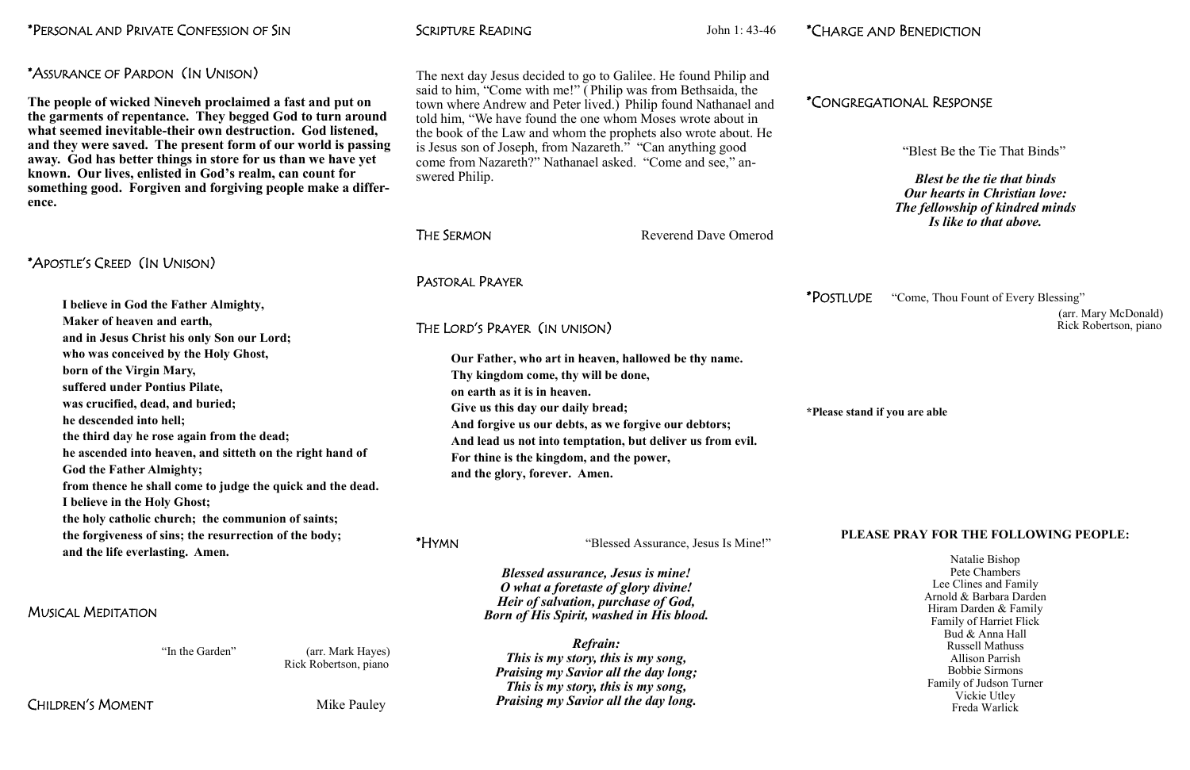## *Personal and Private Confession of Sin

## *Assurance of Pardon (In Unison)

**The people of wicked Nineveh proclaimed a fast and put on the garments of repentance. They begged God to turn around what seemed inevitable-their own destruction. God listened, and they were saved. The present form of our world is passing away. God has better things in store for us than we have yet known. Our lives, enlisted in God's realm, can count for something good. Forgiven and forgiving people make a difference.**

## *Apostle's Creed (In Unison)

**I believe in God the Father Almighty,**
**Maker of heaven and earth,**
**and in Jesus Christ his only Son our Lord;**
**who was conceived by the Holy Ghost,**
**born of the Virgin Mary,**
**suffered under Pontius Pilate,**
**was crucified, dead, and buried;**
**he descended into hell;**
**the third day he rose again from the dead;**
**he ascended into heaven, and sitteth on the right hand of God the Father Almighty;**
**from thence he shall come to judge the quick and the dead.**
**I believe in the Holy Ghost;**
**the holy catholic church; the communion of saints;**
**the forgiveness of sins; the resurrection of the body;**
**and the life everlasting. Amen.**

## Musical Meditation

"In the Garden" (arr. Mark Hayes)
Rick Robertson, piano

## Children's Moment

Mike Pauley

## Scripture Reading

John 1: 43-46

The next day Jesus decided to go to Galilee. He found Philip and said to him, "Come with me!" ( Philip was from Bethsaida, the town where Andrew and Peter lived.) Philip found Nathanael and told him, "We have found the one whom Moses wrote about in the book of the Law and whom the prophets also wrote about. He is Jesus son of Joseph, from Nazareth." "Can anything good come from Nazareth?" Nathanael asked. "Come and see," answered Philip.

## The Sermon

Reverend Dave Omerod

## Pastoral Prayer

## The Lord's Prayer (in unison)

**Our Father, who art in heaven, hallowed be thy name.**
**Thy kingdom come, thy will be done,**
**on earth as it is in heaven.**
**Give us this day our daily bread;**
**And forgive us our debts, as we forgive our debtors;**
**And lead us not into temptation, but deliver us from evil.**
**For thine is the kingdom, and the power,**
**and the glory, forever. Amen.**

## *Hymn

"Blessed Assurance, Jesus Is Mine!"

***Blessed assurance, Jesus is mine!***
***O what a foretaste of glory divine!***
***Heir of salvation, purchase of God,***
***Born of His Spirit, washed in His blood.***

***Refrain:***
***This is my story, this is my song,***
***Praising my Savior all the day long;***
***This is my story, this is my song,***
***Praising my Savior all the day long.***

## *Charge and Benediction

## *Congregational Response

"Blest Be the Tie That Binds"

***Blest be the tie that binds***
***Our hearts in Christian love:***
***The fellowship of kindred minds***
***Is like to that above.***

## *Postlude

"Come, Thou Fount of Every Blessing"
(arr. Mary McDonald)
Rick Robertson, piano

**\*Please stand if you are able**

### PLEASE PRAY FOR THE FOLLOWING PEOPLE:

Natalie Bishop
Pete Chambers
Lee Clines and Family
Arnold & Barbara Darden
Hiram Darden & Family
Family of Harriet Flick
Bud & Anna Hall
Russell Mathuss
Allison Parrish
Bobbie Simrons
Family of Judson Turner
Vickie Utley
Freda Warlick